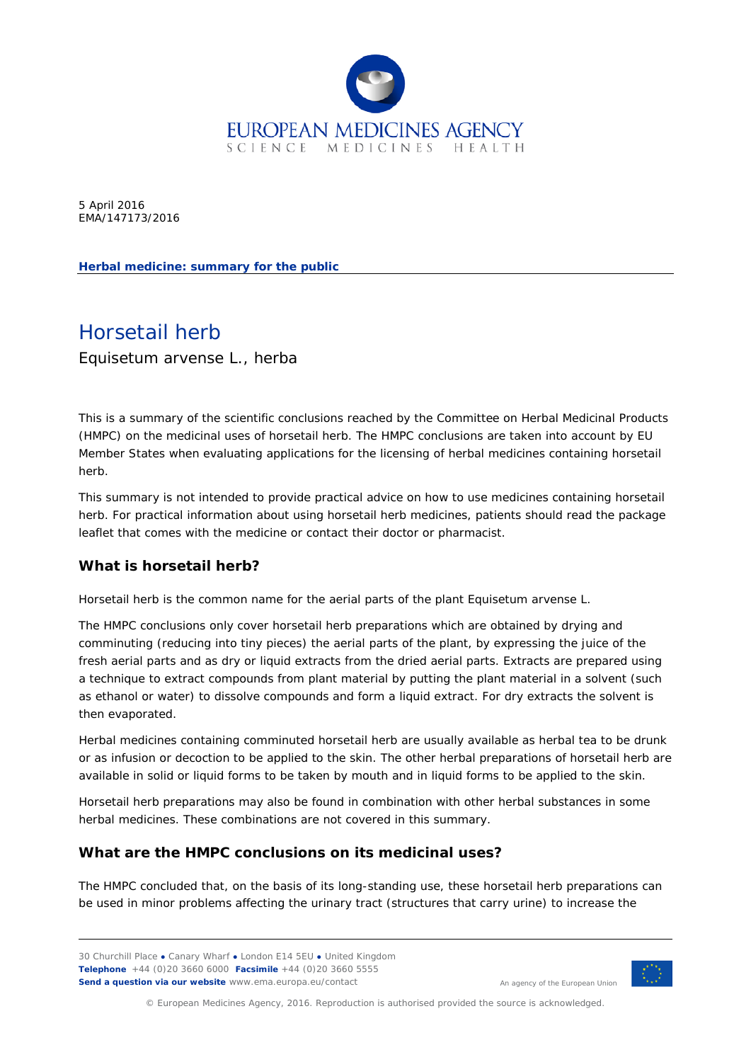5 April 2016
EMA/147173/2016

**Herbal medicine: summary for the public**

# Horsetail herb

Equisetum arvense L., herba

This is a summary of the scientific conclusions reached by the Committee on Herbal Medicinal Products (HMPC) on the medicinal uses of horsetail herb. The HMPC conclusions are taken into account by EU Member States when evaluating applications for the licensing of herbal medicines containing horsetail herb.

This summary is not intended to provide practical advice on how to use medicines containing horsetail herb. For practical information about using horsetail herb medicines, patients should read the package leaflet that comes with the medicine or contact their doctor or pharmacist.

## What is horsetail herb?

Horsetail herb is the common name for the aerial parts of the plant Equisetum arvense L.

The HMPC conclusions only cover horsetail herb preparations which are obtained by drying and comminuting (reducing into tiny pieces) the aerial parts of the plant, by expressing the juice of the fresh aerial parts and as dry or liquid extracts from the dried aerial parts. Extracts are prepared using a technique to extract compounds from plant material by putting the plant material in a solvent (such as ethanol or water) to dissolve compounds and form a liquid extract. For dry extracts the solvent is then evaporated.

Herbal medicines containing comminuted horsetail herb are usually available as herbal tea to be drunk or as infusion or decoction to be applied to the skin. The other herbal preparations of horsetail herb are available in solid or liquid forms to be taken by mouth and in liquid forms to be applied to the skin.

Horsetail herb preparations may also be found in combination with other herbal substances in some herbal medicines. These combinations are not covered in this summary.

## What are the HMPC conclusions on its medicinal uses?

The HMPC concluded that, on the basis of its long-standing use, these horsetail herb preparations can be used in minor problems affecting the urinary tract (structures that carry urine) to increase the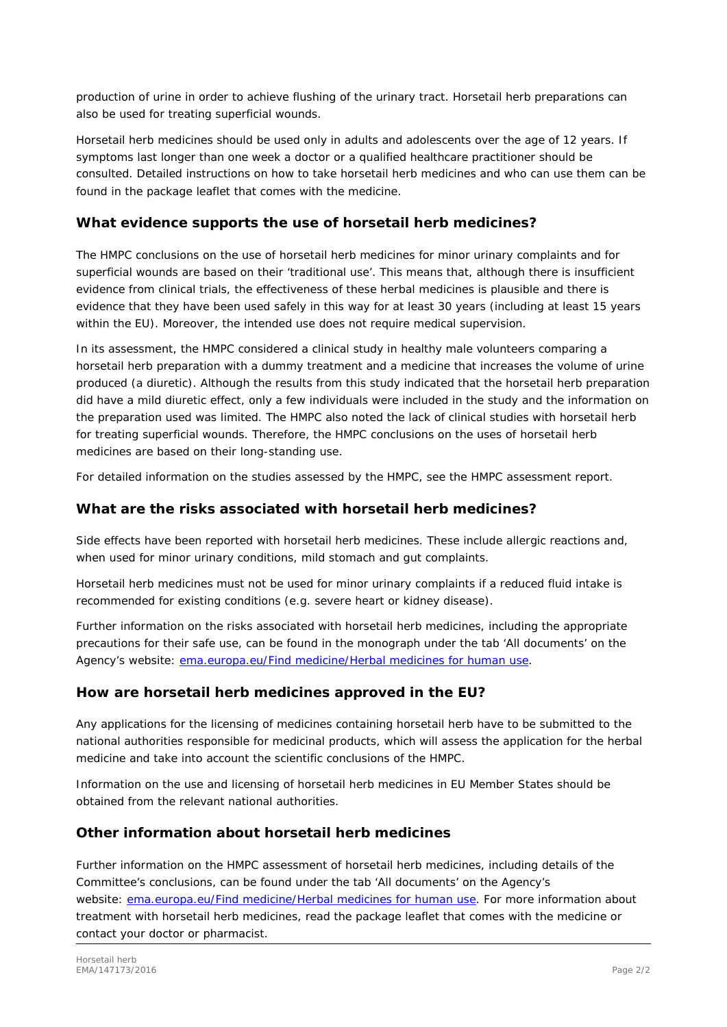production of urine in order to achieve flushing of the urinary tract. Horsetail herb preparations can also be used for treating superficial wounds.

Horsetail herb medicines should be used only in adults and adolescents over the age of 12 years. If symptoms last longer than one week a doctor or a qualified healthcare practitioner should be consulted. Detailed instructions on how to take horsetail herb medicines and who can use them can be found in the package leaflet that comes with the medicine.

## What evidence supports the use of horsetail herb medicines?

The HMPC conclusions on the use of horsetail herb medicines for minor urinary complaints and for superficial wounds are based on their 'traditional use'. This means that, although there is insufficient evidence from clinical trials, the effectiveness of these herbal medicines is plausible and there is evidence that they have been used safely in this way for at least 30 years (including at least 15 years within the EU). Moreover, the intended use does not require medical supervision.

In its assessment, the HMPC considered a clinical study in healthy male volunteers comparing a horsetail herb preparation with a dummy treatment and a medicine that increases the volume of urine produced (a diuretic). Although the results from this study indicated that the horsetail herb preparation did have a mild diuretic effect, only a few individuals were included in the study and the information on the preparation used was limited. The HMPC also noted the lack of clinical studies with horsetail herb for treating superficial wounds. Therefore, the HMPC conclusions on the uses of horsetail herb medicines are based on their long-standing use.

For detailed information on the studies assessed by the HMPC, see the HMPC assessment report.

## What are the risks associated with horsetail herb medicines?

Side effects have been reported with horsetail herb medicines. These include allergic reactions and, when used for minor urinary conditions, mild stomach and gut complaints.

Horsetail herb medicines must not be used for minor urinary complaints if a reduced fluid intake is recommended for existing conditions (e.g. severe heart or kidney disease).

Further information on the risks associated with horsetail herb medicines, including the appropriate precautions for their safe use, can be found in the monograph under the tab 'All documents' on the Agency's website: [ema.europa.eu/Find medicine/Herbal medicines for human use](ema.europa.eu/Find medicine/Herbal medicines for human use).

## How are horsetail herb medicines approved in the EU?

Any applications for the licensing of medicines containing horsetail herb have to be submitted to the national authorities responsible for medicinal products, which will assess the application for the herbal medicine and take into account the scientific conclusions of the HMPC.

Information on the use and licensing of horsetail herb medicines in EU Member States should be obtained from the relevant national authorities.

## Other information about horsetail herb medicines

Further information on the HMPC assessment of horsetail herb medicines, including details of the Committee's conclusions, can be found under the tab 'All documents' on the Agency's website: [ema.europa.eu/Find medicine/Herbal medicines for human use](ema.europa.eu/Find medicine/Herbal medicines for human use). For more information about treatment with horsetail herb medicines, read the package leaflet that comes with the medicine or contact your doctor or pharmacist.